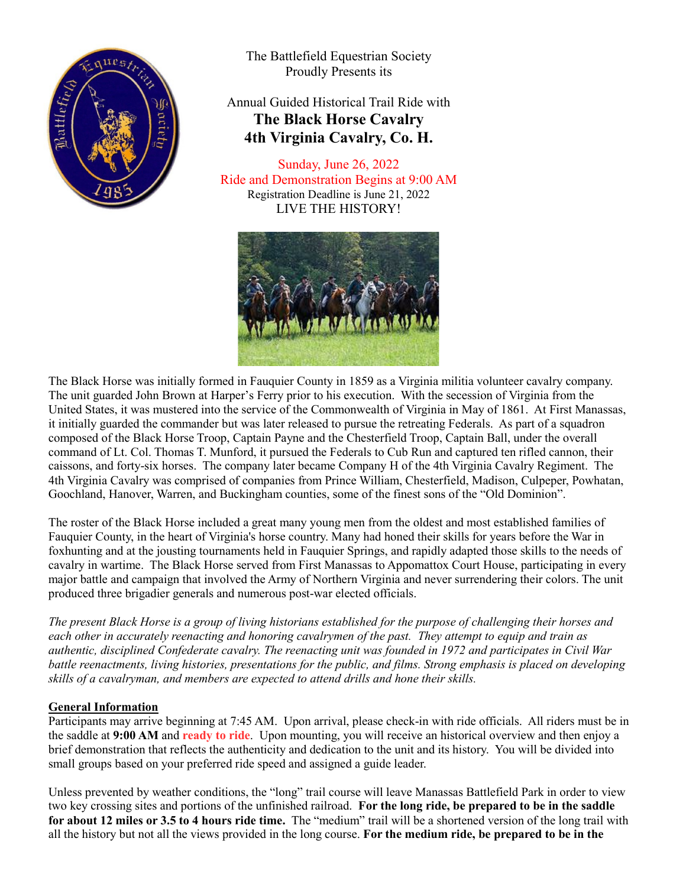The Battlefield Equestrian Society
Proudly Presents its

Annual Guided Historical Trail Ride with

# The Black Horse Cavalry
# 4th Virginia Cavalry, Co. H.

Sunday, June 26, 2022
Ride and Demonstration Begins at 9:00 AM
Registration Deadline is June 21, 2022
LIVE THE HISTORY!

The Black Horse was initially formed in Fauquier County in 1859 as a Virginia militia volunteer cavalry company. The unit guarded John Brown at Harper's Ferry prior to his execution. With the secession of Virginia from the United States, it was mustered into the service of the Commonwealth of Virginia in May of 1861. At First Manassas, it initially guarded the commander but was later released to pursue the retreating Federals. As part of a squadron composed of the Black Horse Troop, Captain Payne and the Chesterfield Troop, Captain Ball, under the overall command of Lt. Col. Thomas T. Munford, it pursued the Federals to Cub Run and captured ten rifled cannon, their caissons, and forty-six horses. The company later became Company H of the 4th Virginia Cavalry Regiment. The 4th Virginia Cavalry was comprised of companies from Prince William, Chesterfield, Madison, Culpeper, Powhatan, Goochland, Hanover, Warren, and Buckingham counties, some of the finest sons of the "Old Dominion".

The roster of the Black Horse included a great many young men from the oldest and most established families of Fauquier County, in the heart of Virginia's horse country. Many had honed their skills for years before the War in foxhunting and at the jousting tournaments held in Fauquier Springs, and rapidly adapted those skills to the needs of cavalry in wartime. The Black Horse served from First Manassas to Appomattox Court House, participating in every major battle and campaign that involved the Army of Northern Virginia and never surrendering their colors. The unit produced three brigadier generals and numerous post-war elected officials.

*The present Black Horse is a group of living historians established for the purpose of challenging their horses and each other in accurately reenacting and honoring cavalrymen of the past. They attempt to equip and train as authentic, disciplined Confederate cavalry. The reenacting unit was founded in 1972 and participates in Civil War battle reenactments, living histories, presentations for the public, and films. Strong emphasis is placed on developing skills of a cavalryman, and members are expected to attend drills and hone their skills.*

## General Information

Participants may arrive beginning at 7:45 AM. Upon arrival, please check-in with ride officials. All riders must be in the saddle at **9:00 AM** and **ready to ride**. Upon mounting, you will receive an historical overview and then enjoy a brief demonstration that reflects the authenticity and dedication to the unit and its history. You will be divided into small groups based on your preferred ride speed and assigned a guide leader.

Unless prevented by weather conditions, the "long" trail course will leave Manassas Battlefield Park in order to view two key crossing sites and portions of the unfinished railroad. **For the long ride, be prepared to be in the saddle for about 12 miles or 3.5 to 4 hours ride time.** The "medium" trail will be a shortened version of the long trail with all the history but not all the views provided in the long course. **For the medium ride, be prepared to be in the**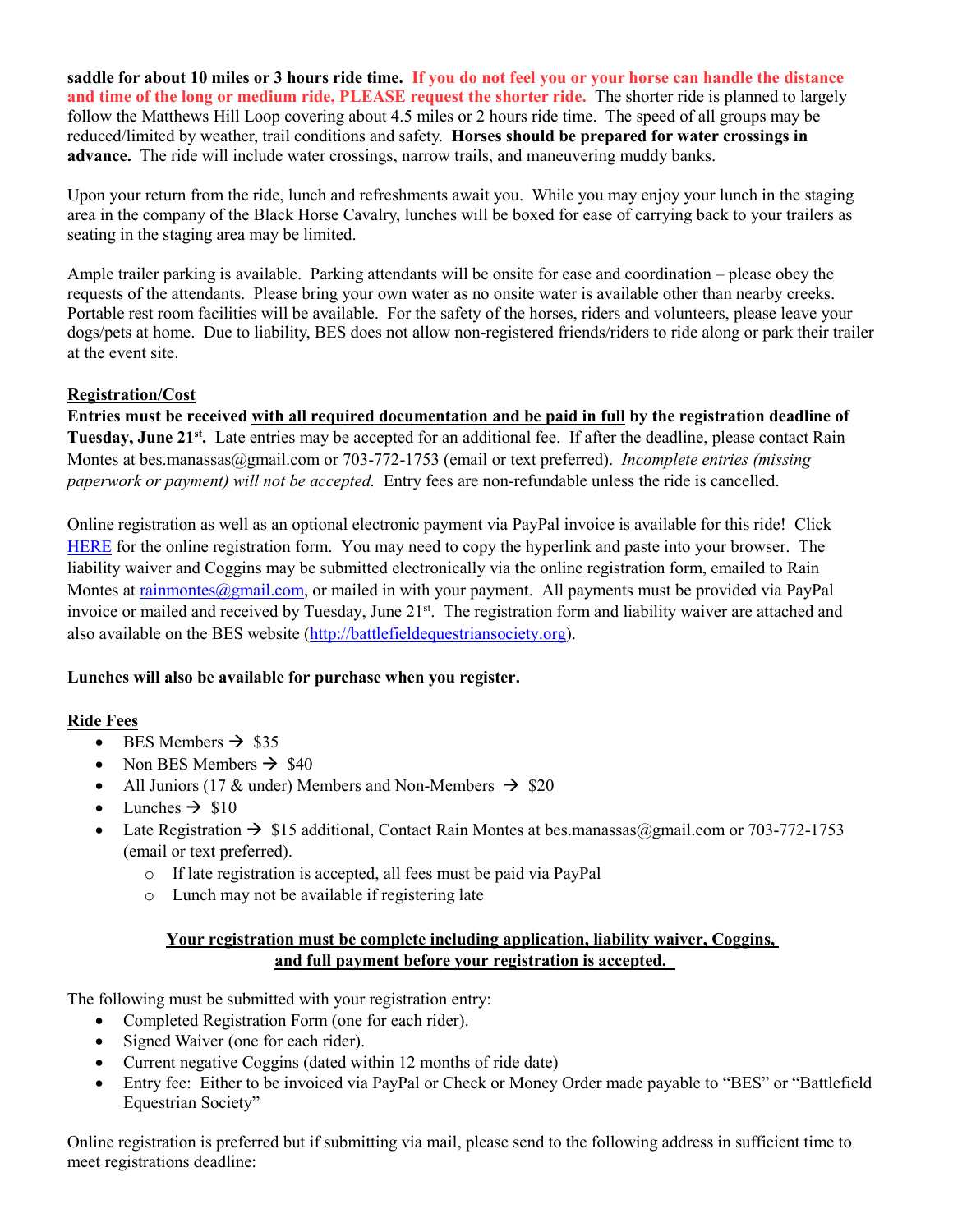**saddle for about 10 miles or 3 hours ride time.** **If you do not feel you or your horse can handle the distance and time of the long or medium ride, PLEASE request the shorter ride.** The shorter ride is planned to largely follow the Matthews Hill Loop covering about 4.5 miles or 2 hours ride time. The speed of all groups may be reduced/limited by weather, trail conditions and safety. **Horses should be prepared for water crossings in advance.** The ride will include water crossings, narrow trails, and maneuvering muddy banks.

Upon your return from the ride, lunch and refreshments await you. While you may enjoy your lunch in the staging area in the company of the Black Horse Cavalry, lunches will be boxed for ease of carrying back to your trailers as seating in the staging area may be limited.

Ample trailer parking is available. Parking attendants will be onsite for ease and coordination – please obey the requests of the attendants. Please bring your own water as no onsite water is available other than nearby creeks. Portable rest room facilities will be available. For the safety of the horses, riders and volunteers, please leave your dogs/pets at home. Due to liability, BES does not allow non-registered friends/riders to ride along or park their trailer at the event site.

## Registration/Cost

**Entries must be received with all required documentation and be paid in full by the registration deadline of Tuesday, June 21st.** Late entries may be accepted for an additional fee. If after the deadline, please contact Rain Montes at bes.manassas@gmail.com or 703-772-1753 (email or text preferred). *Incomplete entries (missing paperwork or payment) will not be accepted.* Entry fees are non-refundable unless the ride is cancelled.

Online registration as well as an optional electronic payment via PayPal invoice is available for this ride! Click HERE for the online registration form. You may need to copy the hyperlink and paste into your browser. The liability waiver and Coggins may be submitted electronically via the online registration form, emailed to Rain Montes at rainmontes@gmail.com, or mailed in with your payment. All payments must be provided via PayPal invoice or mailed and received by Tuesday, June 21st. The registration form and liability waiver are attached and also available on the BES website (http://battlefieldequestriansociety.org).

**Lunches will also be available for purchase when you register.**

## Ride Fees

- BES Members → $35
- Non BES Members → $40
- All Juniors (17 & under) Members and Non-Members → $20
- Lunches → $10
- Late Registration → $15 additional, Contact Rain Montes at bes.manassas@gmail.com or 703-772-1753 (email or text preferred).
  - If late registration is accepted, all fees must be paid via PayPal
  - Lunch may not be available if registering late

**Your registration must be complete including application, liability waiver, Coggins, and full payment before your registration is accepted.**

The following must be submitted with your registration entry:

- Completed Registration Form (one for each rider).
- Signed Waiver (one for each rider).
- Current negative Coggins (dated within 12 months of ride date)
- Entry fee: Either to be invoiced via PayPal or Check or Money Order made payable to "BES" or "Battlefield Equestrian Society"

Online registration is preferred but if submitting via mail, please send to the following address in sufficient time to meet registrations deadline: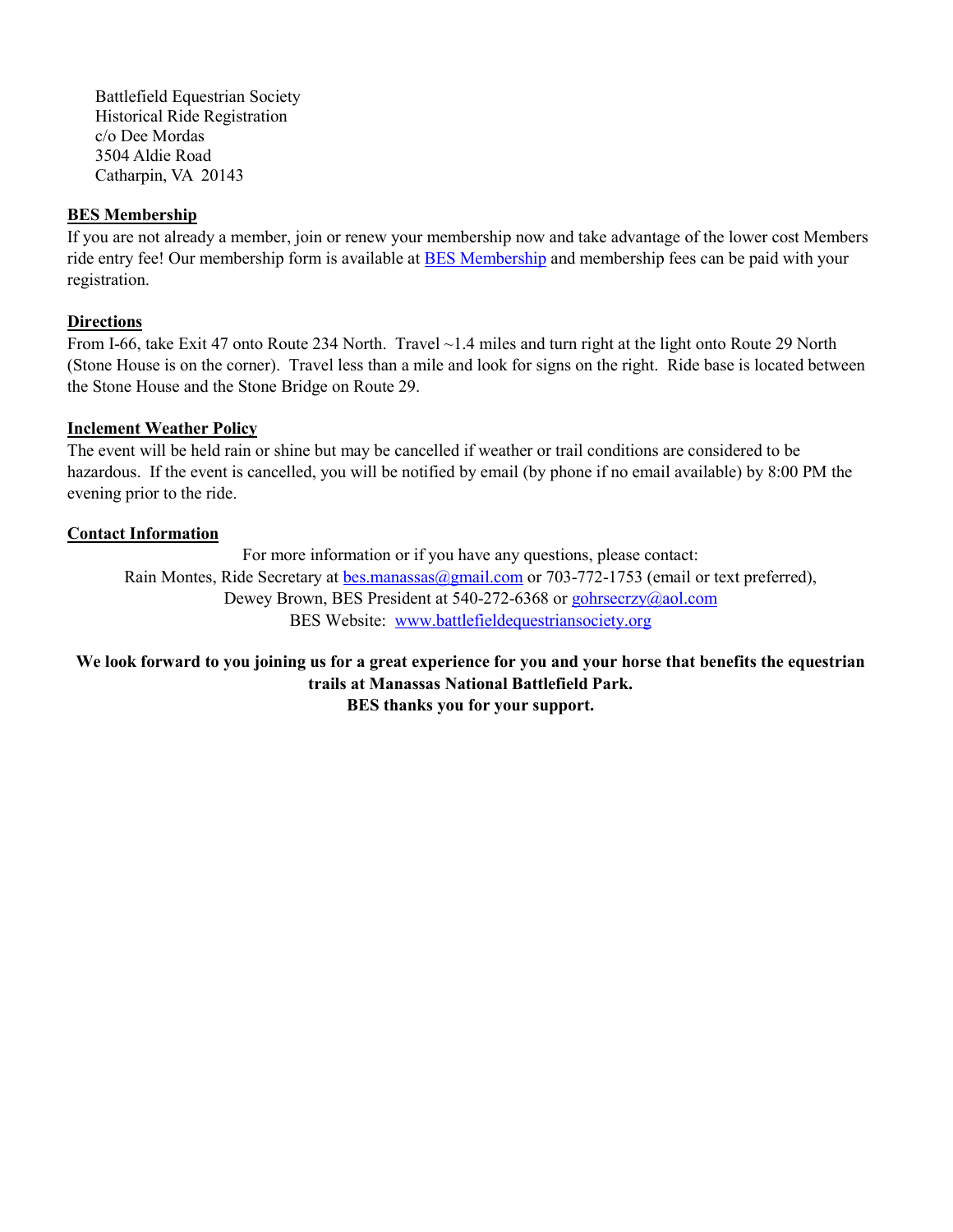Battlefield Equestrian Society
Historical Ride Registration
c/o Dee Mordas
3504 Aldie Road
Catharpin, VA 20143

**BES Membership**

If you are not already a member, join or renew your membership now and take advantage of the lower cost Members ride entry fee! Our membership form is available at BES Membership and membership fees can be paid with your registration.

**Directions**

From I-66, take Exit 47 onto Route 234 North. Travel ~1.4 miles and turn right at the light onto Route 29 North (Stone House is on the corner). Travel less than a mile and look for signs on the right. Ride base is located between the Stone House and the Stone Bridge on Route 29.

**Inclement Weather Policy**

The event will be held rain or shine but may be cancelled if weather or trail conditions are considered to be hazardous. If the event is cancelled, you will be notified by email (by phone if no email available) by 8:00 PM the evening prior to the ride.

**Contact Information**

For more information or if you have any questions, please contact:
Rain Montes, Ride Secretary at bes.manassas@gmail.com or 703-772-1753 (email or text preferred),
Dewey Brown, BES President at 540-272-6368 or gohrsecrzy@aol.com
BES Website: www.battlefieldequestriansociety.org

**We look forward to you joining us for a great experience for you and your horse that benefits the equestrian trails at Manassas National Battlefield Park.**
**BES thanks you for your support.**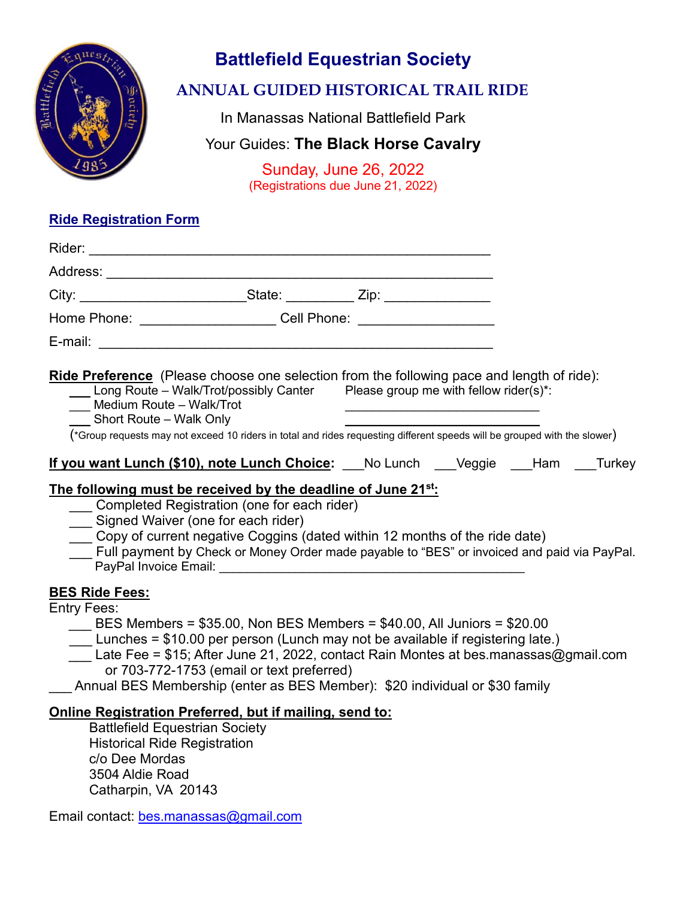# Battlefield Equestrian Society

## ANNUAL GUIDED HISTORICAL TRAIL RIDE

In Manassas National Battlefield Park

Your Guides: **The Black Horse Cavalry**

Sunday, June 26, 2022

(Registrations due June 21, 2022)

### Ride Registration Form

Rider: ______________________________________________

Address: ______________________________________________

City: ____________________ State: ________ Zip: ____________

Home Phone: ________________ Cell Phone: ________________

E-mail: ______________________________________________

**Ride Preference** (Please choose one selection from the following pace and length of ride):

___ Long Route – Walk/Trot/possibly Canter

___ Medium Route – Walk/Trot

___ Short Route – Walk Only

Please group me with fellow rider(s)*:

________________________

________________________

(*Group requests may not exceed 10 riders in total and rides requesting different speeds will be grouped with the slower)

**If you want Lunch ($10), note Lunch Choice:** ___No Lunch ___Veggie ___Ham ___Turkey

**The following must be received by the deadline of June 21st:**

___ Completed Registration (one for each rider)

___ Signed Waiver (one for each rider)

___ Copy of current negative Coggins (dated within 12 months of the ride date)

___ Full payment by Check or Money Order made payable to "BES" or invoiced and paid via PayPal.
PayPal Invoice Email: ______________________________________

**BES Ride Fees:**

Entry Fees:

___ BES Members = $35.00, Non BES Members = $40.00, All Juniors = $20.00

___ Lunches = $10.00 per person (Lunch may not be available if registering late.)

___ Late Fee = $15; After June 21, 2022, contact Rain Montes at bes.manassas@gmail.com or 703-772-1753 (email or text preferred)

___ Annual BES Membership (enter as BES Member): $20 individual or $30 family

**Online Registration Preferred, but if mailing, send to:**

Battlefield Equestrian Society
Historical Ride Registration
c/o Dee Mordas
3504 Aldie Road
Catharpin, VA 20143

Email contact: bes.manassas@gmail.com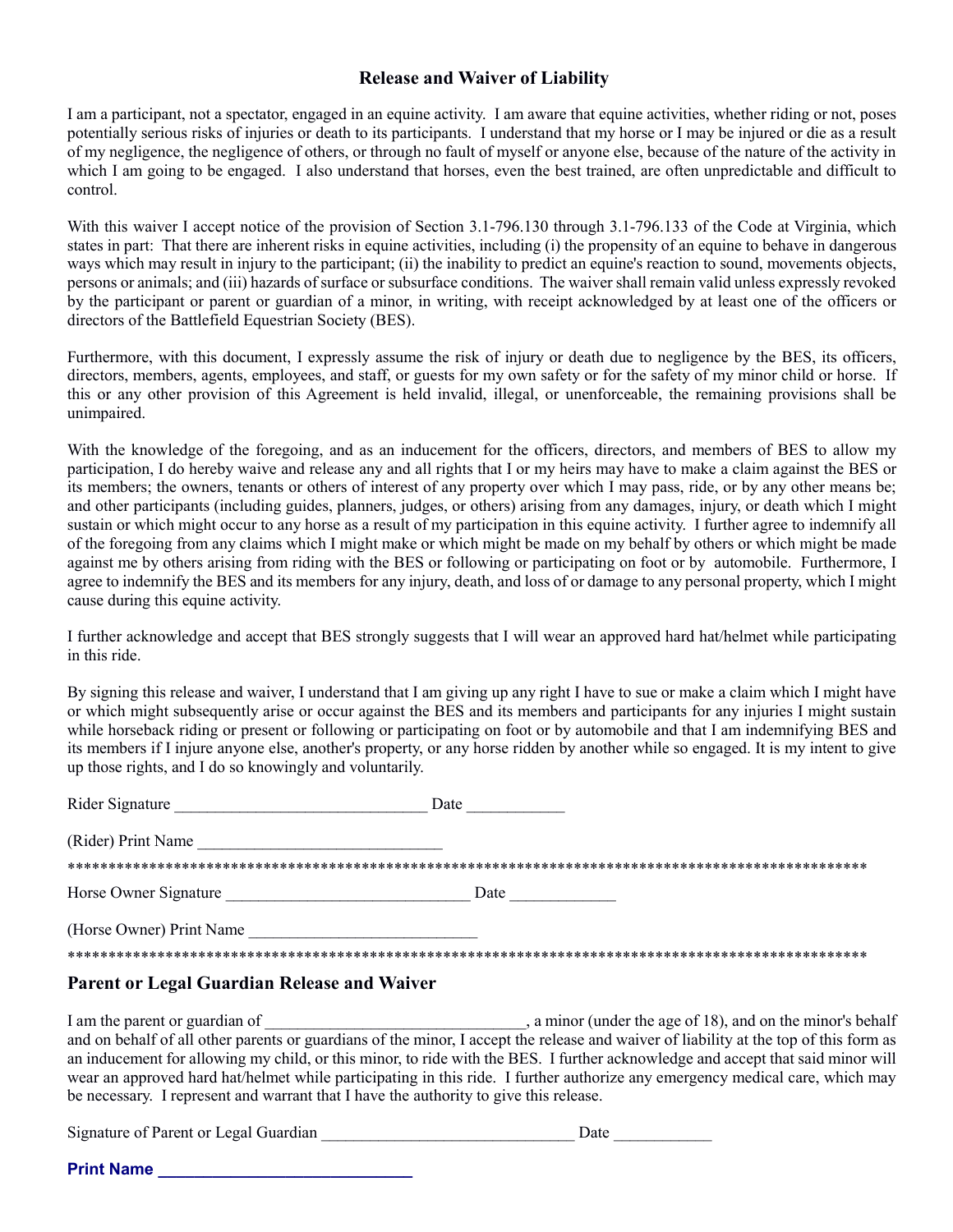## Release and Waiver of Liability

I am a participant, not a spectator, engaged in an equine activity. I am aware that equine activities, whether riding or not, poses potentially serious risks of injuries or death to its participants. I understand that my horse or I may be injured or die as a result of my negligence, the negligence of others, or through no fault of myself or anyone else, because of the nature of the activity in which I am going to be engaged. I also understand that horses, even the best trained, are often unpredictable and difficult to control.

With this waiver I accept notice of the provision of Section 3.1-796.130 through 3.1-796.133 of the Code at Virginia, which states in part: That there are inherent risks in equine activities, including (i) the propensity of an equine to behave in dangerous ways which may result in injury to the participant; (ii) the inability to predict an equine's reaction to sound, movements objects, persons or animals; and (iii) hazards of surface or subsurface conditions. The waiver shall remain valid unless expressly revoked by the participant or parent or guardian of a minor, in writing, with receipt acknowledged by at least one of the officers or directors of the Battlefield Equestrian Society (BES).

Furthermore, with this document, I expressly assume the risk of injury or death due to negligence by the BES, its officers, directors, members, agents, employees, and staff, or guests for my own safety or for the safety of my minor child or horse. If this or any other provision of this Agreement is held invalid, illegal, or unenforceable, the remaining provisions shall be unimpaired.

With the knowledge of the foregoing, and as an inducement for the officers, directors, and members of BES to allow my participation, I do hereby waive and release any and all rights that I or my heirs may have to make a claim against the BES or its members; the owners, tenants or others of interest of any property over which I may pass, ride, or by any other means be; and other participants (including guides, planners, judges, or others) arising from any damages, injury, or death which I might sustain or which might occur to any horse as a result of my participation in this equine activity. I further agree to indemnify all of the foregoing from any claims which I might make or which might be made on my behalf by others or which might be made against me by others arising from riding with the BES or following or participating on foot or by automobile. Furthermore, I agree to indemnify the BES and its members for any injury, death, and loss of or damage to any personal property, which I might cause during this equine activity.

I further acknowledge and accept that BES strongly suggests that I will wear an approved hard hat/helmet while participating in this ride.

By signing this release and waiver, I understand that I am giving up any right I have to sue or make a claim which I might have or which might subsequently arise or occur against the BES and its members and participants for any injuries I might sustain while horseback riding or present or following or participating on foot or by automobile and that I am indemnifying BES and its members if I injure anyone else, another's property, or any horse ridden by another while so engaged. It is my intent to give up those rights, and I do so knowingly and voluntarily.

Rider Signature ______________________________ Date ____________

(Rider) Print Name _____________________________

****************************************************************************************************

Horse Owner Signature _____________________________ Date _____________

(Horse Owner) Print Name ___________________________

****************************************************************************************************

### Parent or Legal Guardian Release and Waiver

I am the parent or guardian of ________________________________, a minor (under the age of 18), and on the minor's behalf and on behalf of all other parents or guardians of the minor, I accept the release and waiver of liability at the top of this form as an inducement for allowing my child, or this minor, to ride with the BES. I further acknowledge and accept that said minor will wear an approved hard hat/helmet while participating in this ride. I further authorize any emergency medical care, which may be necessary. I represent and warrant that I have the authority to give this release.

Signature of Parent or Legal Guardian ______________________________ Date ____________

**Print Name ____________________________**